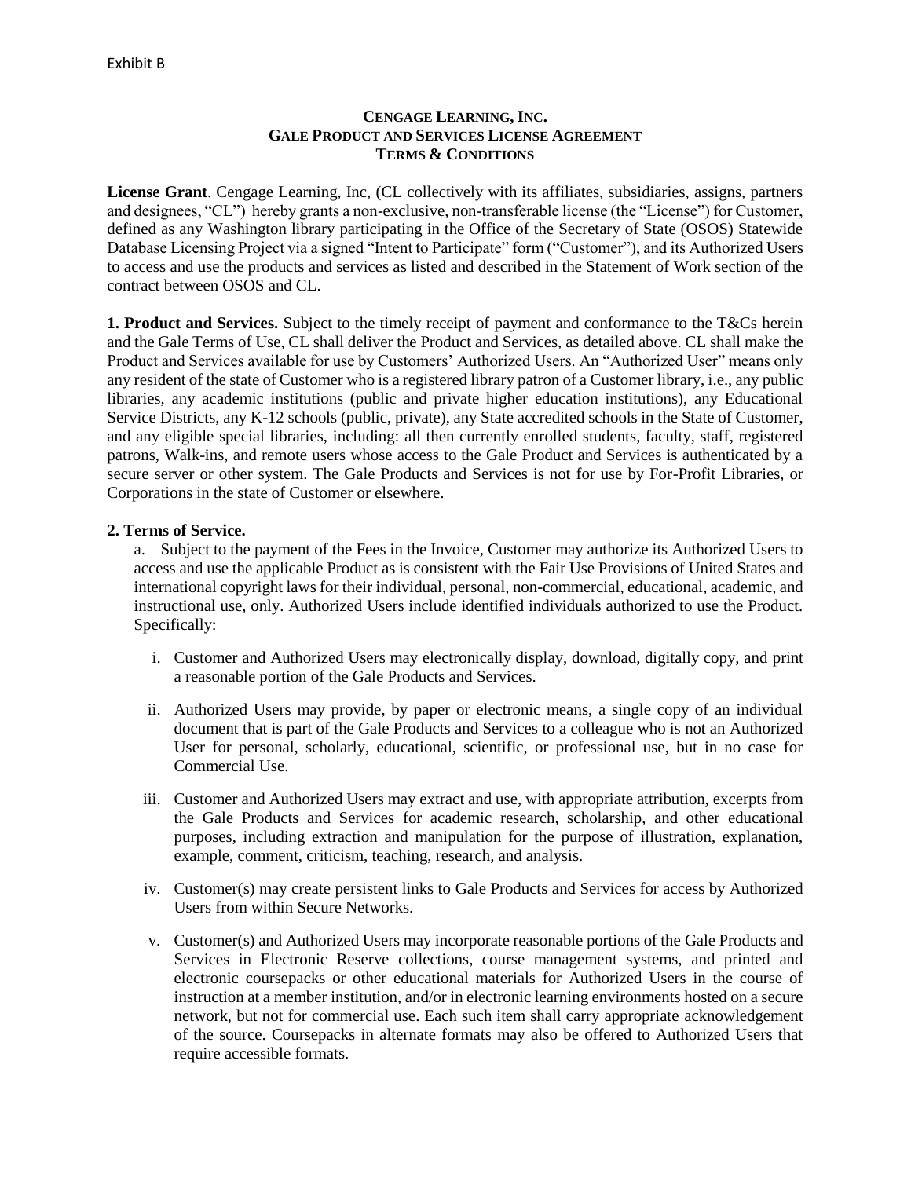Exhibit B

**CENGAGE LEARNING, INC.**
**GALE PRODUCT AND SERVICES LICENSE AGREEMENT**
**TERMS & CONDITIONS**

**License Grant**. Cengage Learning, Inc, (CL collectively with its affiliates, subsidiaries, assigns, partners and designees, "CL") hereby grants a non-exclusive, non-transferable license (the "License") for Customer, defined as any Washington library participating in the Office of the Secretary of State (OSOS) Statewide Database Licensing Project via a signed "Intent to Participate" form ("Customer"), and its Authorized Users to access and use the products and services as listed and described in the Statement of Work section of the contract between OSOS and CL.

**1. Product and Services.** Subject to the timely receipt of payment and conformance to the T&Cs herein and the Gale Terms of Use, CL shall deliver the Product and Services, as detailed above. CL shall make the Product and Services available for use by Customers' Authorized Users. An "Authorized User" means only any resident of the state of Customer who is a registered library patron of a Customer library, i.e., any public libraries, any academic institutions (public and private higher education institutions), any Educational Service Districts, any K-12 schools (public, private), any State accredited schools in the State of Customer, and any eligible special libraries, including: all then currently enrolled students, faculty, staff, registered patrons, Walk-ins, and remote users whose access to the Gale Product and Services is authenticated by a secure server or other system. The Gale Products and Services is not for use by For-Profit Libraries, or Corporations in the state of Customer or elsewhere.

**2. Terms of Service.**

a. Subject to the payment of the Fees in the Invoice, Customer may authorize its Authorized Users to access and use the applicable Product as is consistent with the Fair Use Provisions of United States and international copyright laws for their individual, personal, non-commercial, educational, academic, and instructional use, only. Authorized Users include identified individuals authorized to use the Product. Specifically:

i. Customer and Authorized Users may electronically display, download, digitally copy, and print a reasonable portion of the Gale Products and Services.

ii. Authorized Users may provide, by paper or electronic means, a single copy of an individual document that is part of the Gale Products and Services to a colleague who is not an Authorized User for personal, scholarly, educational, scientific, or professional use, but in no case for Commercial Use.

iii. Customer and Authorized Users may extract and use, with appropriate attribution, excerpts from the Gale Products and Services for academic research, scholarship, and other educational purposes, including extraction and manipulation for the purpose of illustration, explanation, example, comment, criticism, teaching, research, and analysis.

iv. Customer(s) may create persistent links to Gale Products and Services for access by Authorized Users from within Secure Networks.

v. Customer(s) and Authorized Users may incorporate reasonable portions of the Gale Products and Services in Electronic Reserve collections, course management systems, and printed and electronic coursepacks or other educational materials for Authorized Users in the course of instruction at a member institution, and/or in electronic learning environments hosted on a secure network, but not for commercial use. Each such item shall carry appropriate acknowledgement of the source. Coursepacks in alternate formats may also be offered to Authorized Users that require accessible formats.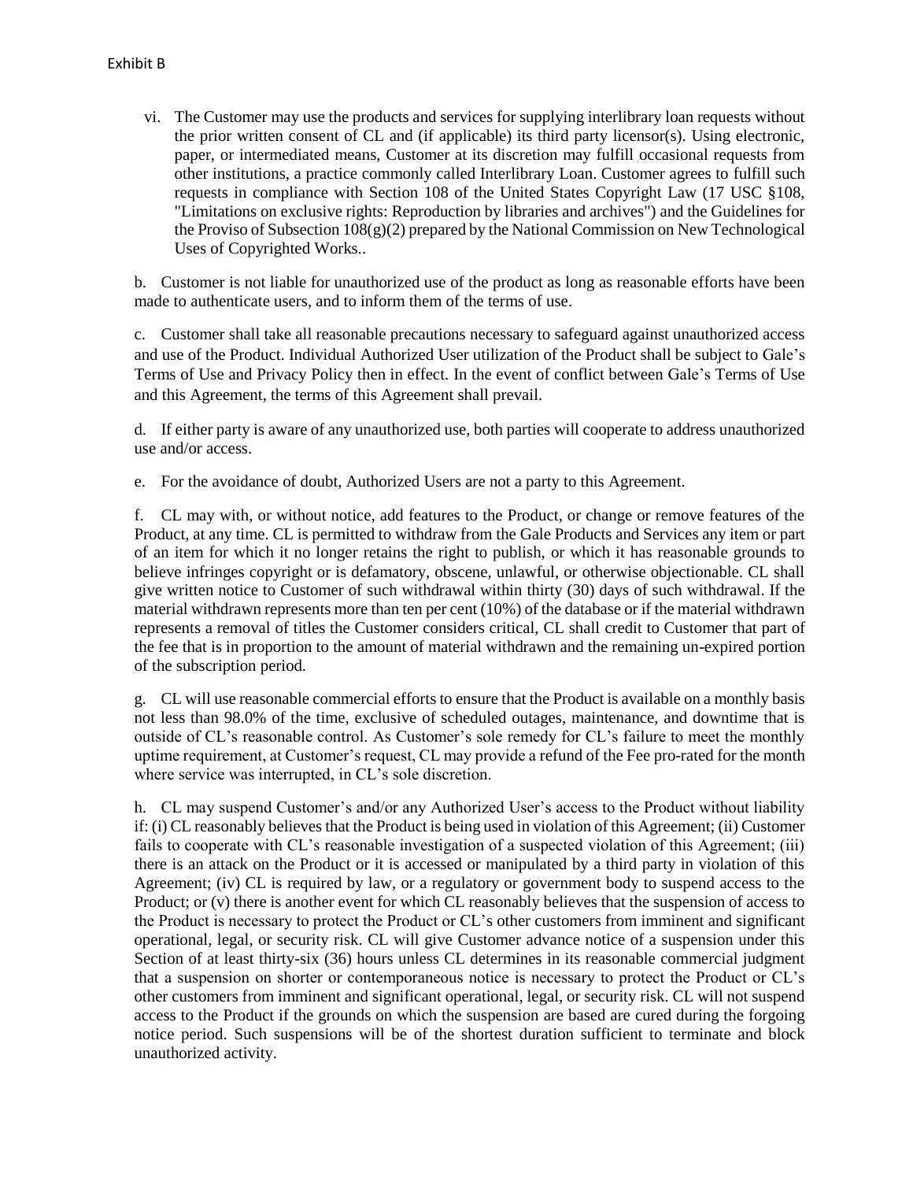Exhibit B

vi. The Customer may use the products and services for supplying interlibrary loan requests without the prior written consent of CL and (if applicable) its third party licensor(s). Using electronic, paper, or intermediated means, Customer at its discretion may fulfill occasional requests from other institutions, a practice commonly called Interlibrary Loan. Customer agrees to fulfill such requests in compliance with Section 108 of the United States Copyright Law (17 USC §108, "Limitations on exclusive rights: Reproduction by libraries and archives") and the Guidelines for the Proviso of Subsection 108(g)(2) prepared by the National Commission on New Technological Uses of Copyrighted Works..

b. Customer is not liable for unauthorized use of the product as long as reasonable efforts have been made to authenticate users, and to inform them of the terms of use.

c. Customer shall take all reasonable precautions necessary to safeguard against unauthorized access and use of the Product. Individual Authorized User utilization of the Product shall be subject to Gale's Terms of Use and Privacy Policy then in effect. In the event of conflict between Gale's Terms of Use and this Agreement, the terms of this Agreement shall prevail.

d. If either party is aware of any unauthorized use, both parties will cooperate to address unauthorized use and/or access.

e. For the avoidance of doubt, Authorized Users are not a party to this Agreement.

f. CL may with, or without notice, add features to the Product, or change or remove features of the Product, at any time. CL is permitted to withdraw from the Gale Products and Services any item or part of an item for which it no longer retains the right to publish, or which it has reasonable grounds to believe infringes copyright or is defamatory, obscene, unlawful, or otherwise objectionable. CL shall give written notice to Customer of such withdrawal within thirty (30) days of such withdrawal. If the material withdrawn represents more than ten per cent (10%) of the database or if the material withdrawn represents a removal of titles the Customer considers critical, CL shall credit to Customer that part of the fee that is in proportion to the amount of material withdrawn and the remaining un-expired portion of the subscription period.

g. CL will use reasonable commercial efforts to ensure that the Product is available on a monthly basis not less than 98.0% of the time, exclusive of scheduled outages, maintenance, and downtime that is outside of CL's reasonable control. As Customer's sole remedy for CL's failure to meet the monthly uptime requirement, at Customer's request, CL may provide a refund of the Fee pro-rated for the month where service was interrupted, in CL's sole discretion.

h. CL may suspend Customer's and/or any Authorized User's access to the Product without liability if: (i) CL reasonably believes that the Product is being used in violation of this Agreement; (ii) Customer fails to cooperate with CL's reasonable investigation of a suspected violation of this Agreement; (iii) there is an attack on the Product or it is accessed or manipulated by a third party in violation of this Agreement; (iv) CL is required by law, or a regulatory or government body to suspend access to the Product; or (v) there is another event for which CL reasonably believes that the suspension of access to the Product is necessary to protect the Product or CL's other customers from imminent and significant operational, legal, or security risk. CL will give Customer advance notice of a suspension under this Section of at least thirty-six (36) hours unless CL determines in its reasonable commercial judgment that a suspension on shorter or contemporaneous notice is necessary to protect the Product or CL's other customers from imminent and significant operational, legal, or security risk. CL will not suspend access to the Product if the grounds on which the suspension are based are cured during the forgoing notice period. Such suspensions will be of the shortest duration sufficient to terminate and block unauthorized activity.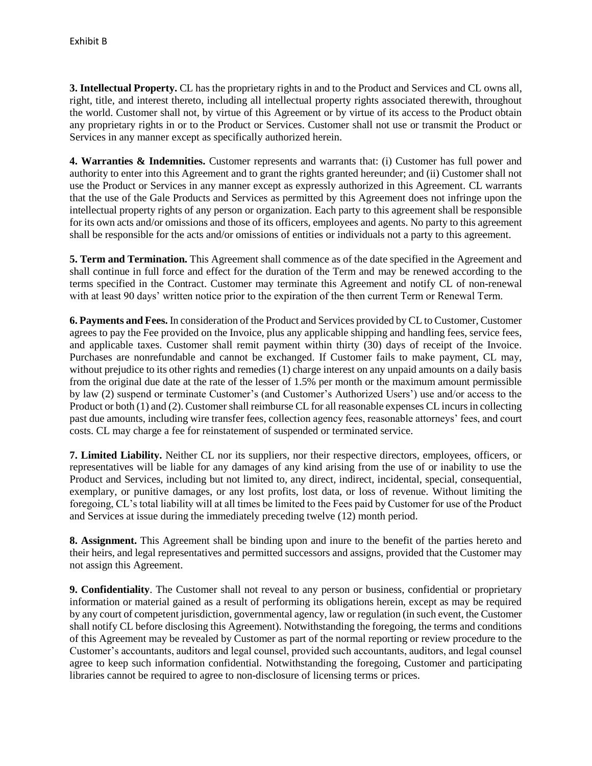Exhibit B

**3. Intellectual Property.** CL has the proprietary rights in and to the Product and Services and CL owns all, right, title, and interest thereto, including all intellectual property rights associated therewith, throughout the world. Customer shall not, by virtue of this Agreement or by virtue of its access to the Product obtain any proprietary rights in or to the Product or Services. Customer shall not use or transmit the Product or Services in any manner except as specifically authorized herein.

**4. Warranties & Indemnities.** Customer represents and warrants that: (i) Customer has full power and authority to enter into this Agreement and to grant the rights granted hereunder; and (ii) Customer shall not use the Product or Services in any manner except as expressly authorized in this Agreement. CL warrants that the use of the Gale Products and Services as permitted by this Agreement does not infringe upon the intellectual property rights of any person or organization. Each party to this agreement shall be responsible for its own acts and/or omissions and those of its officers, employees and agents. No party to this agreement shall be responsible for the acts and/or omissions of entities or individuals not a party to this agreement.

**5. Term and Termination.** This Agreement shall commence as of the date specified in the Agreement and shall continue in full force and effect for the duration of the Term and may be renewed according to the terms specified in the Contract. Customer may terminate this Agreement and notify CL of non-renewal with at least 90 days' written notice prior to the expiration of the then current Term or Renewal Term.

**6. Payments and Fees.** In consideration of the Product and Services provided by CL to Customer, Customer agrees to pay the Fee provided on the Invoice, plus any applicable shipping and handling fees, service fees, and applicable taxes. Customer shall remit payment within thirty (30) days of receipt of the Invoice. Purchases are nonrefundable and cannot be exchanged. If Customer fails to make payment, CL may, without prejudice to its other rights and remedies (1) charge interest on any unpaid amounts on a daily basis from the original due date at the rate of the lesser of 1.5% per month or the maximum amount permissible by law (2) suspend or terminate Customer's (and Customer's Authorized Users') use and/or access to the Product or both (1) and (2). Customer shall reimburse CL for all reasonable expenses CL incurs in collecting past due amounts, including wire transfer fees, collection agency fees, reasonable attorneys' fees, and court costs. CL may charge a fee for reinstatement of suspended or terminated service.

**7. Limited Liability.** Neither CL nor its suppliers, nor their respective directors, employees, officers, or representatives will be liable for any damages of any kind arising from the use of or inability to use the Product and Services, including but not limited to, any direct, indirect, incidental, special, consequential, exemplary, or punitive damages, or any lost profits, lost data, or loss of revenue. Without limiting the foregoing, CL's total liability will at all times be limited to the Fees paid by Customer for use of the Product and Services at issue during the immediately preceding twelve (12) month period.

**8. Assignment.** This Agreement shall be binding upon and inure to the benefit of the parties hereto and their heirs, and legal representatives and permitted successors and assigns, provided that the Customer may not assign this Agreement.

**9. Confidentiality**. The Customer shall not reveal to any person or business, confidential or proprietary information or material gained as a result of performing its obligations herein, except as may be required by any court of competent jurisdiction, governmental agency, law or regulation (in such event, the Customer shall notify CL before disclosing this Agreement). Notwithstanding the foregoing, the terms and conditions of this Agreement may be revealed by Customer as part of the normal reporting or review procedure to the Customer's accountants, auditors and legal counsel, provided such accountants, auditors, and legal counsel agree to keep such information confidential. Notwithstanding the foregoing, Customer and participating libraries cannot be required to agree to non-disclosure of licensing terms or prices.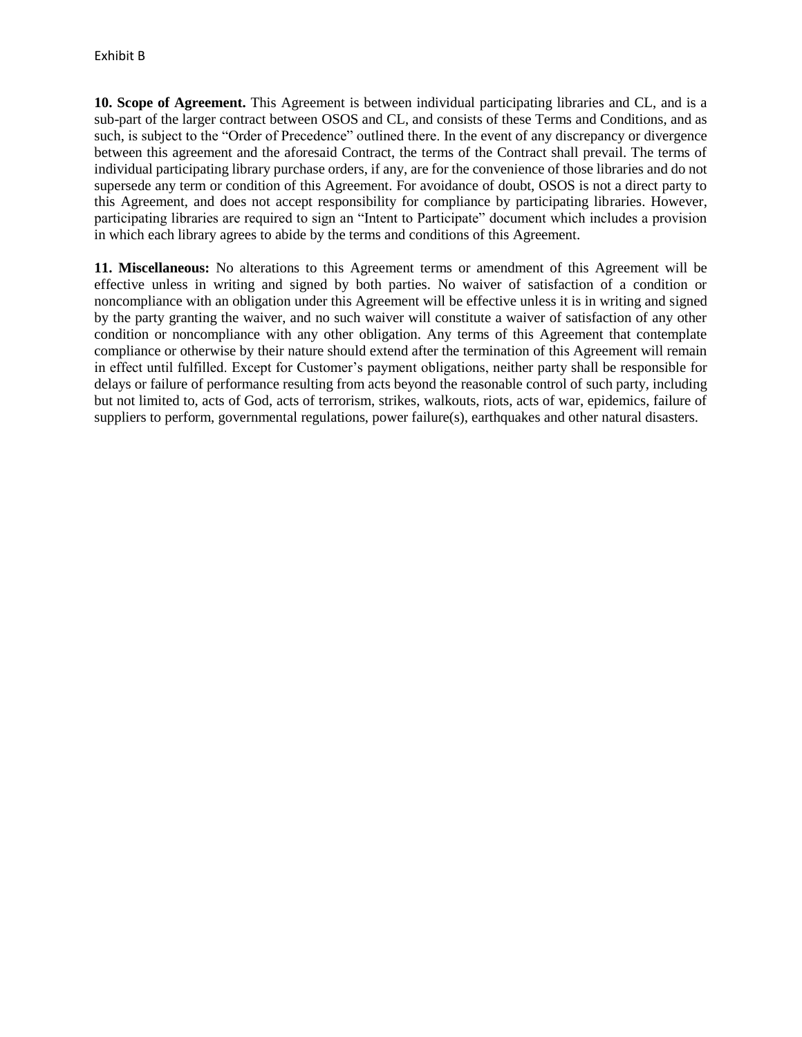Exhibit B

**10. Scope of Agreement.** This Agreement is between individual participating libraries and CL, and is a sub-part of the larger contract between OSOS and CL, and consists of these Terms and Conditions, and as such, is subject to the "Order of Precedence" outlined there. In the event of any discrepancy or divergence between this agreement and the aforesaid Contract, the terms of the Contract shall prevail. The terms of individual participating library purchase orders, if any, are for the convenience of those libraries and do not supersede any term or condition of this Agreement. For avoidance of doubt, OSOS is not a direct party to this Agreement, and does not accept responsibility for compliance by participating libraries. However, participating libraries are required to sign an "Intent to Participate" document which includes a provision in which each library agrees to abide by the terms and conditions of this Agreement.

**11. Miscellaneous:** No alterations to this Agreement terms or amendment of this Agreement will be effective unless in writing and signed by both parties. No waiver of satisfaction of a condition or noncompliance with an obligation under this Agreement will be effective unless it is in writing and signed by the party granting the waiver, and no such waiver will constitute a waiver of satisfaction of any other condition or noncompliance with any other obligation. Any terms of this Agreement that contemplate compliance or otherwise by their nature should extend after the termination of this Agreement will remain in effect until fulfilled. Except for Customer's payment obligations, neither party shall be responsible for delays or failure of performance resulting from acts beyond the reasonable control of such party, including but not limited to, acts of God, acts of terrorism, strikes, walkouts, riots, acts of war, epidemics, failure of suppliers to perform, governmental regulations, power failure(s), earthquakes and other natural disasters.